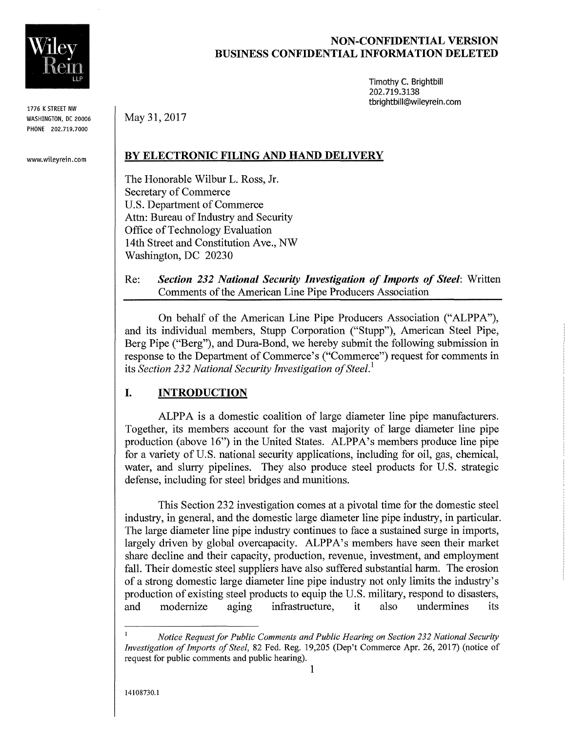**NON-CONFIDENTIAL VERSION**
**BUSINESS CONFIDENTIAL INFORMATION DELETED**

Wiley Rein LLP

1776 K STREET NW
WASHINGTON, DC 20006
PHONE 202.719.7000

www.wileyrein.com

Timothy C. Brightbill
202.719.3138
tbrightbill@wileyrein.com

May 31, 2017

**BY ELECTRONIC FILING AND HAND DELIVERY**

The Honorable Wilbur L. Ross, Jr.
Secretary of Commerce
U.S. Department of Commerce
Attn: Bureau of Industry and Security
Office of Technology Evaluation
14th Street and Constitution Ave., NW
Washington, DC 20230

Re: ***Section 232 National Security Investigation of Imports of Steel***: Written Comments of the American Line Pipe Producers Association

On behalf of the American Line Pipe Producers Association ("ALPPA"), and its individual members, Stupp Corporation ("Stupp"), American Steel Pipe, Berg Pipe ("Berg"), and Dura-Bond, we hereby submit the following submission in response to the Department of Commerce's ("Commerce") request for comments in its *Section 232 National Security Investigation of Steel.*[1]

## I. INTRODUCTION

ALPPA is a domestic coalition of large diameter line pipe manufacturers. Together, its members account for the vast majority of large diameter line pipe production (above 16") in the United States. ALPPA's members produce line pipe for a variety of U.S. national security applications, including for oil, gas, chemical, water, and slurry pipelines. They also produce steel products for U.S. strategic defense, including for steel bridges and munitions.

This Section 232 investigation comes at a pivotal time for the domestic steel industry, in general, and the domestic large diameter line pipe industry, in particular. The large diameter line pipe industry continues to face a sustained surge in imports, largely driven by global overcapacity. ALPPA's members have seen their market share decline and their capacity, production, revenue, investment, and employment fall. Their domestic steel suppliers have also suffered substantial harm. The erosion of a strong domestic large diameter line pipe industry not only limits the industry's production of existing steel products to equip the U.S. military, respond to disasters, and modernize aging infrastructure, it also undermines its

[1] *Notice Request for Public Comments and Public Hearing on Section 232 National Security Investigation of Imports of Steel*, 82 Fed. Reg. 19,205 (Dep't Commerce Apr. 26, 2017) (notice of request for public comments and public hearing).

14108730.1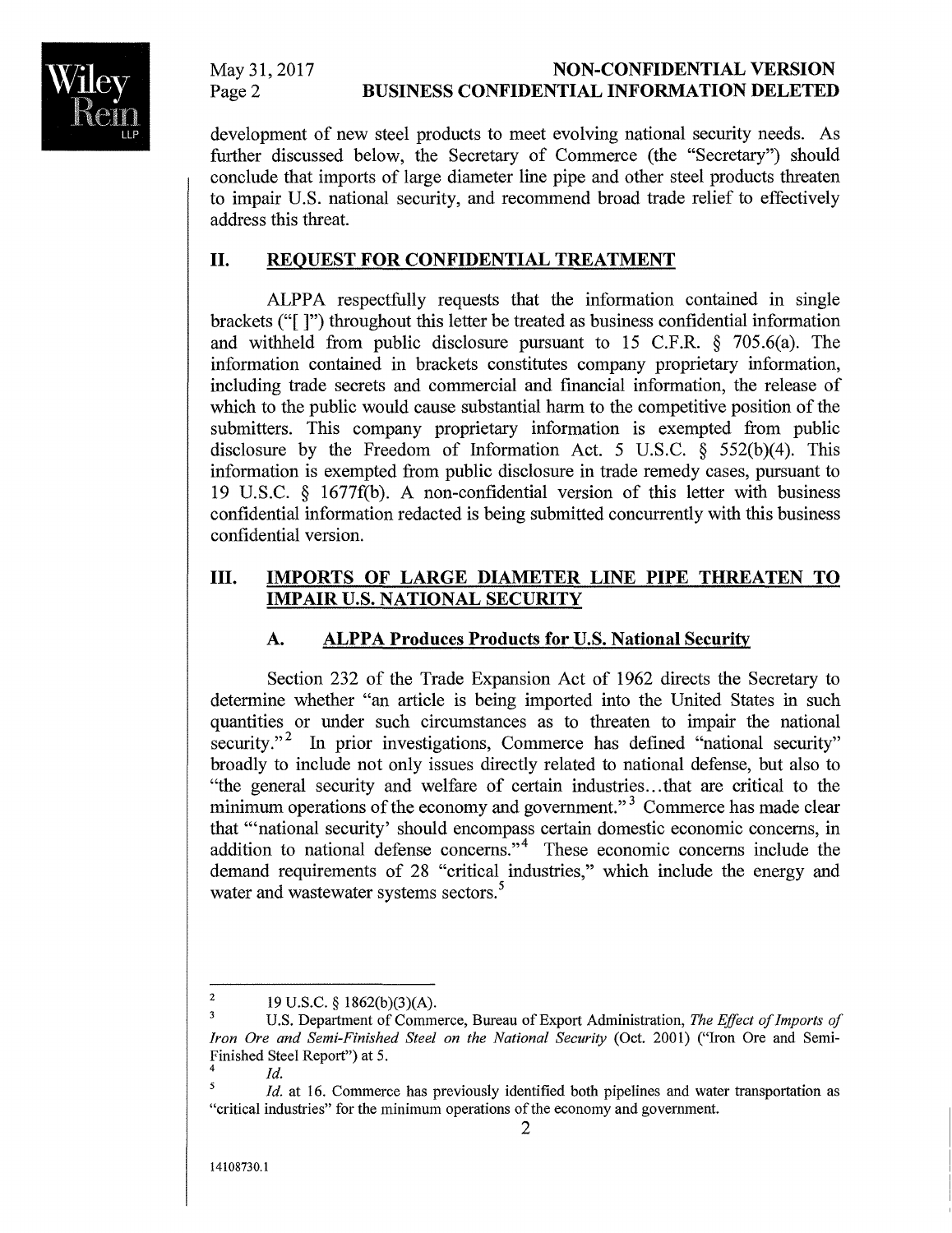development of new steel products to meet evolving national security needs. As further discussed below, the Secretary of Commerce (the "Secretary") should conclude that imports of large diameter line pipe and other steel products threaten to impair U.S. national security, and recommend broad trade relief to effectively address this threat.

## II. REQUEST FOR CONFIDENTIAL TREATMENT

ALPPA respectfully requests that the information contained in single brackets ("[ ]") throughout this letter be treated as business confidential information and withheld from public disclosure pursuant to 15 C.F.R. § 705.6(a). The information contained in brackets constitutes company proprietary information, including trade secrets and commercial and financial information, the release of which to the public would cause substantial harm to the competitive position of the submitters. This company proprietary information is exempted from public disclosure by the Freedom of Information Act. 5 U.S.C. § 552(b)(4). This information is exempted from public disclosure in trade remedy cases, pursuant to 19 U.S.C. § 1677f(b). A non-confidential version of this letter with business confidential information redacted is being submitted concurrently with this business confidential version.

## III. IMPORTS OF LARGE DIAMETER LINE PIPE THREATEN TO IMPAIR U.S. NATIONAL SECURITY

### A. ALPPA Produces Products for U.S. National Security

Section 232 of the Trade Expansion Act of 1962 directs the Secretary to determine whether "an article is being imported into the United States in such quantities or under such circumstances as to threaten to impair the national security."[2] In prior investigations, Commerce has defined "national security" broadly to include not only issues directly related to national defense, but also to "the general security and welfare of certain industries...that are critical to the minimum operations of the economy and government."[3] Commerce has made clear that "'national security' should encompass certain domestic economic concerns, in addition to national defense concerns."[4] These economic concerns include the demand requirements of 28 "critical industries," which include the energy and water and wastewater systems sectors.[5]

---

[2] 19 U.S.C. § 1862(b)(3)(A).

[3] U.S. Department of Commerce, Bureau of Export Administration, *The Effect of Imports of Iron Ore and Semi-Finished Steel on the National Security* (Oct. 2001) ("Iron Ore and Semi-Finished Steel Report") at 5.

[4] *Id.*

[5] *Id.* at 16. Commerce has previously identified both pipelines and water transportation as "critical industries" for the minimum operations of the economy and government.

14108730.1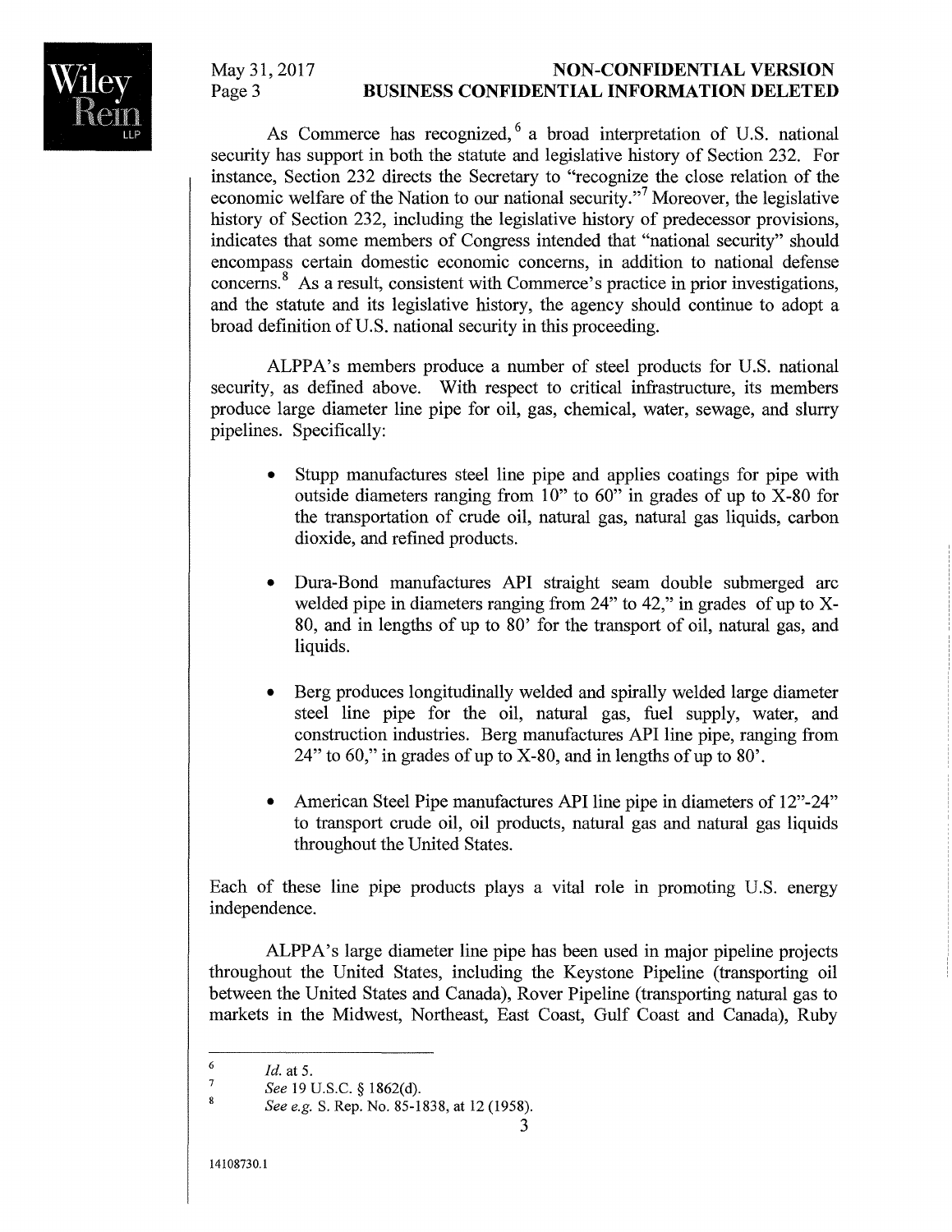As Commerce has recognized,[6] a broad interpretation of U.S. national security has support in both the statute and legislative history of Section 232. For instance, Section 232 directs the Secretary to "recognize the close relation of the economic welfare of the Nation to our national security."[7] Moreover, the legislative history of Section 232, including the legislative history of predecessor provisions, indicates that some members of Congress intended that "national security" should encompass certain domestic economic concerns, in addition to national defense concerns.[8] As a result, consistent with Commerce's practice in prior investigations, and the statute and its legislative history, the agency should continue to adopt a broad definition of U.S. national security in this proceeding.

ALPPA's members produce a number of steel products for U.S. national security, as defined above. With respect to critical infrastructure, its members produce large diameter line pipe for oil, gas, chemical, water, sewage, and slurry pipelines. Specifically:

- Stupp manufactures steel line pipe and applies coatings for pipe with outside diameters ranging from 10" to 60" in grades of up to X-80 for the transportation of crude oil, natural gas, natural gas liquids, carbon dioxide, and refined products.

- Dura-Bond manufactures API straight seam double submerged arc welded pipe in diameters ranging from 24" to 42," in grades of up to X-80, and in lengths of up to 80' for the transport of oil, natural gas, and liquids.

- Berg produces longitudinally welded and spirally welded large diameter steel line pipe for the oil, natural gas, fuel supply, water, and construction industries. Berg manufactures API line pipe, ranging from 24" to 60," in grades of up to X-80, and in lengths of up to 80'.

- American Steel Pipe manufactures API line pipe in diameters of 12"-24" to transport crude oil, oil products, natural gas and natural gas liquids throughout the United States.

Each of these line pipe products plays a vital role in promoting U.S. energy independence.

ALPPA's large diameter line pipe has been used in major pipeline projects throughout the United States, including the Keystone Pipeline (transporting oil between the United States and Canada), Rover Pipeline (transporting natural gas to markets in the Midwest, Northeast, East Coast, Gulf Coast and Canada), Ruby

---

[6] *Id.* at 5.

[7] *See* 19 U.S.C. § 1862(d).

[8] *See e.g.* S. Rep. No. 85-1838, at 12 (1958).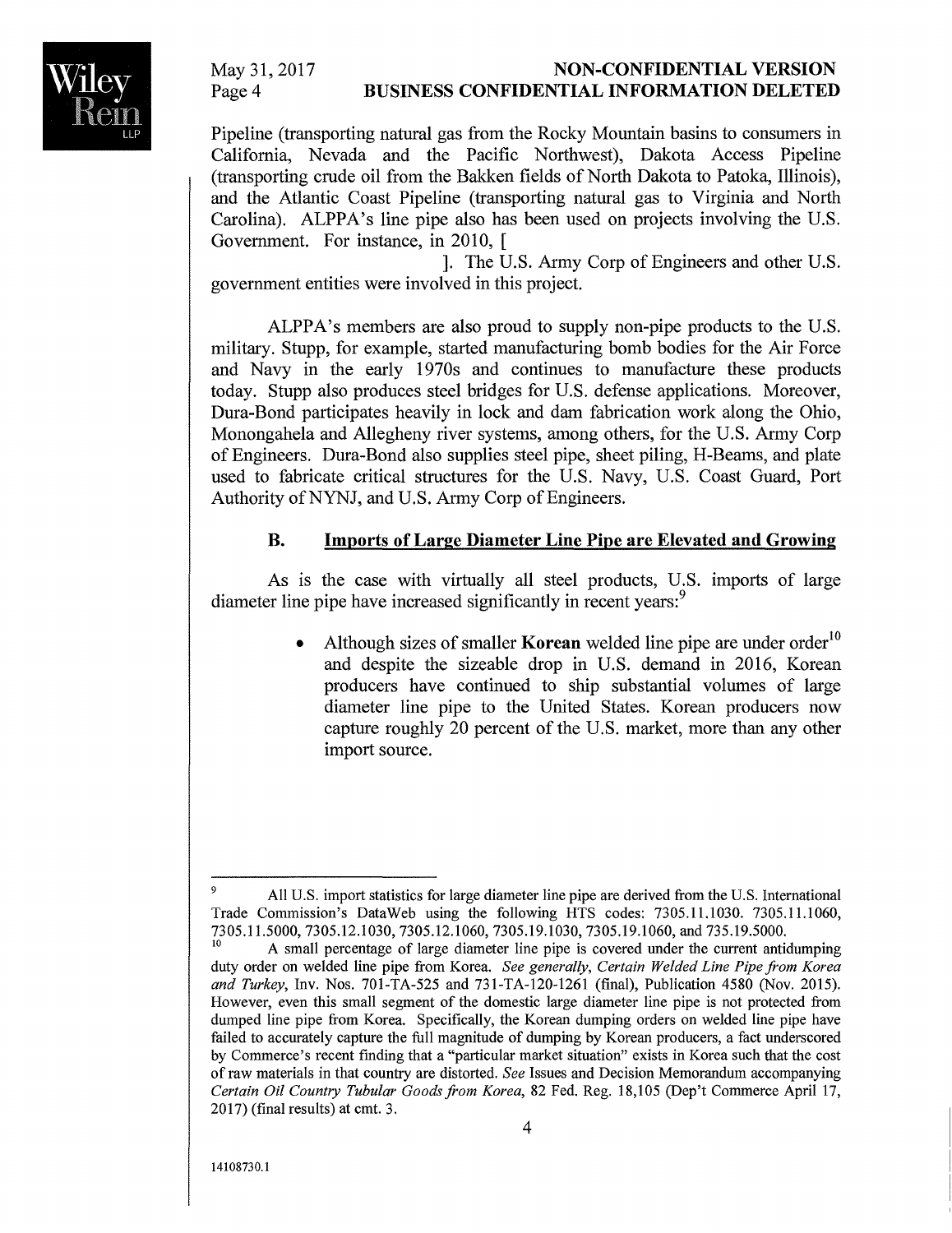Pipeline (transporting natural gas from the Rocky Mountain basins to consumers in California, Nevada and the Pacific Northwest), Dakota Access Pipeline (transporting crude oil from the Bakken fields of North Dakota to Patoka, Illinois), and the Atlantic Coast Pipeline (transporting natural gas to Virginia and North Carolina). ALPPA's line pipe also has been used on projects involving the U.S. Government. For instance, in 2010, [ ]. The U.S. Army Corp of Engineers and other U.S. government entities were involved in this project.

ALPPA's members are also proud to supply non-pipe products to the U.S. military. Stupp, for example, started manufacturing bomb bodies for the Air Force and Navy in the early 1970s and continues to manufacture these products today. Stupp also produces steel bridges for U.S. defense applications. Moreover, Dura-Bond participates heavily in lock and dam fabrication work along the Ohio, Monongahela and Allegheny river systems, among others, for the U.S. Army Corp of Engineers. Dura-Bond also supplies steel pipe, sheet piling, H-Beams, and plate used to fabricate critical structures for the U.S. Navy, U.S. Coast Guard, Port Authority of NYNJ, and U.S. Army Corp of Engineers.

### B. Imports of Large Diameter Line Pipe are Elevated and Growing

As is the case with virtually all steel products, U.S. imports of large diameter line pipe have increased significantly in recent years:[9]

- Although sizes of smaller **Korean** welded line pipe are under order[10] and despite the sizeable drop in U.S. demand in 2016, Korean producers have continued to ship substantial volumes of large diameter line pipe to the United States. Korean producers now capture roughly 20 percent of the U.S. market, more than any other import source.

---

[9] All U.S. import statistics for large diameter line pipe are derived from the U.S. International Trade Commission's DataWeb using the following HTS codes: 7305.11.1030. 7305.11.1060, 7305.11.5000, 7305.12.1030, 7305.12.1060, 7305.19.1030, 7305.19.1060, and 735.19.5000.

[10] A small percentage of large diameter line pipe is covered under the current antidumping duty order on welded line pipe from Korea. *See generally*, *Certain Welded Line Pipe from Korea and Turkey*, Inv. Nos. 701-TA-525 and 731-TA-120-1261 (final), Publication 4580 (Nov. 2015). However, even this small segment of the domestic large diameter line pipe is not protected from dumped line pipe from Korea. Specifically, the Korean dumping orders on welded line pipe have failed to accurately capture the full magnitude of dumping by Korean producers, a fact underscored by Commerce's recent finding that a "particular market situation" exists in Korea such that the cost of raw materials in that country are distorted. *See* Issues and Decision Memorandum accompanying *Certain Oil Country Tubular Goods from Korea*, 82 Fed. Reg. 18,105 (Dep't Commerce April 17, 2017) (final results) at cmt. 3.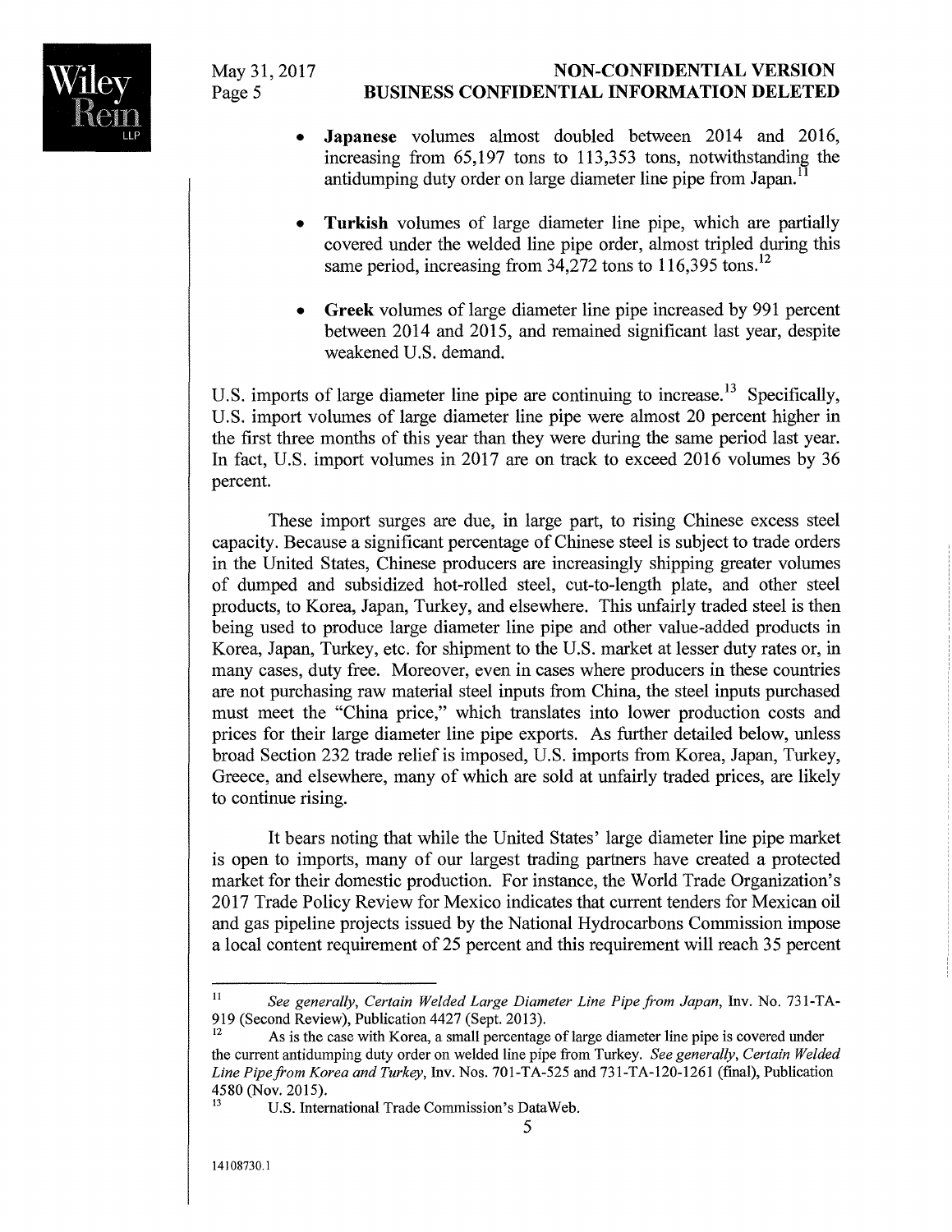- **Japanese** volumes almost doubled between 2014 and 2016, increasing from 65,197 tons to 113,353 tons, notwithstanding the antidumping duty order on large diameter line pipe from Japan.[11]

- **Turkish** volumes of large diameter line pipe, which are partially covered under the welded line pipe order, almost tripled during this same period, increasing from 34,272 tons to 116,395 tons.[12]

- **Greek** volumes of large diameter line pipe increased by 991 percent between 2014 and 2015, and remained significant last year, despite weakened U.S. demand.

U.S. imports of large diameter line pipe are continuing to increase.[13] Specifically, U.S. import volumes of large diameter line pipe were almost 20 percent higher in the first three months of this year than they were during the same period last year. In fact, U.S. import volumes in 2017 are on track to exceed 2016 volumes by 36 percent.

These import surges are due, in large part, to rising Chinese excess steel capacity. Because a significant percentage of Chinese steel is subject to trade orders in the United States, Chinese producers are increasingly shipping greater volumes of dumped and subsidized hot-rolled steel, cut-to-length plate, and other steel products, to Korea, Japan, Turkey, and elsewhere. This unfairly traded steel is then being used to produce large diameter line pipe and other value-added products in Korea, Japan, Turkey, etc. for shipment to the U.S. market at lesser duty rates or, in many cases, duty free. Moreover, even in cases where producers in these countries are not purchasing raw material steel inputs from China, the steel inputs purchased must meet the "China price," which translates into lower production costs and prices for their large diameter line pipe exports. As further detailed below, unless broad Section 232 trade relief is imposed, U.S. imports from Korea, Japan, Turkey, Greece, and elsewhere, many of which are sold at unfairly traded prices, are likely to continue rising.

It bears noting that while the United States' large diameter line pipe market is open to imports, many of our largest trading partners have created a protected market for their domestic production. For instance, the World Trade Organization's 2017 Trade Policy Review for Mexico indicates that current tenders for Mexican oil and gas pipeline projects issued by the National Hydrocarbons Commission impose a local content requirement of 25 percent and this requirement will reach 35 percent

---

[11] *See generally*, *Certain Welded Large Diameter Line Pipe from Japan*, Inv. No. 731-TA-919 (Second Review), Publication 4427 (Sept. 2013).

[12] As is the case with Korea, a small percentage of large diameter line pipe is covered under the current antidumping duty order on welded line pipe from Turkey. *See generally*, *Certain Welded Line Pipe from Korea and Turkey*, Inv. Nos. 701-TA-525 and 731-TA-120-1261 (final), Publication 4580 (Nov. 2015).

[13] U.S. International Trade Commission's DataWeb.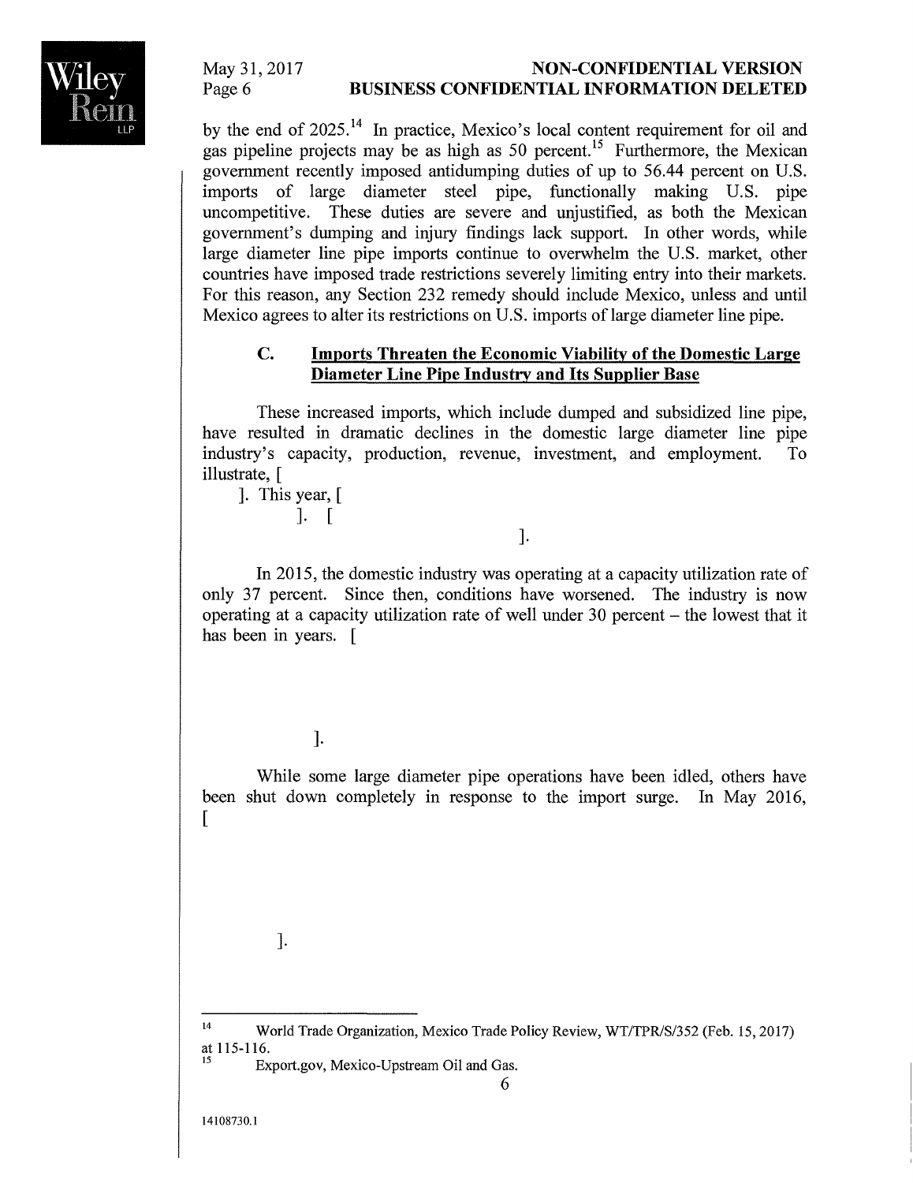by the end of 2025.[14] In practice, Mexico's local content requirement for oil and gas pipeline projects may be as high as 50 percent.[15] Furthermore, the Mexican government recently imposed antidumping duties of up to 56.44 percent on U.S. imports of large diameter steel pipe, functionally making U.S. pipe uncompetitive. These duties are severe and unjustified, as both the Mexican government's dumping and injury findings lack support. In other words, while large diameter line pipe imports continue to overwhelm the U.S. market, other countries have imposed trade restrictions severely limiting entry into their markets. For this reason, any Section 232 remedy should include Mexico, unless and until Mexico agrees to alter its restrictions on U.S. imports of large diameter line pipe.

### C. Imports Threaten the Economic Viability of the Domestic Large Diameter Line Pipe Industry and Its Supplier Base

These increased imports, which include dumped and subsidized line pipe, have resulted in dramatic declines in the domestic large diameter line pipe industry's capacity, production, revenue, investment, and employment. To illustrate, [ ]. This year, [ ]. [ ].

In 2015, the domestic industry was operating at a capacity utilization rate of only 37 percent. Since then, conditions have worsened. The industry is now operating at a capacity utilization rate of well under 30 percent – the lowest that it has been in years. [ ].

While some large diameter pipe operations have been idled, others have been shut down completely in response to the import surge. In May 2016, [ ].

---

[14] World Trade Organization, Mexico Trade Policy Review, WT/TPR/S/352 (Feb. 15, 2017) at 115-116.

[15] Export.gov, Mexico-Upstream Oil and Gas.

14108730.1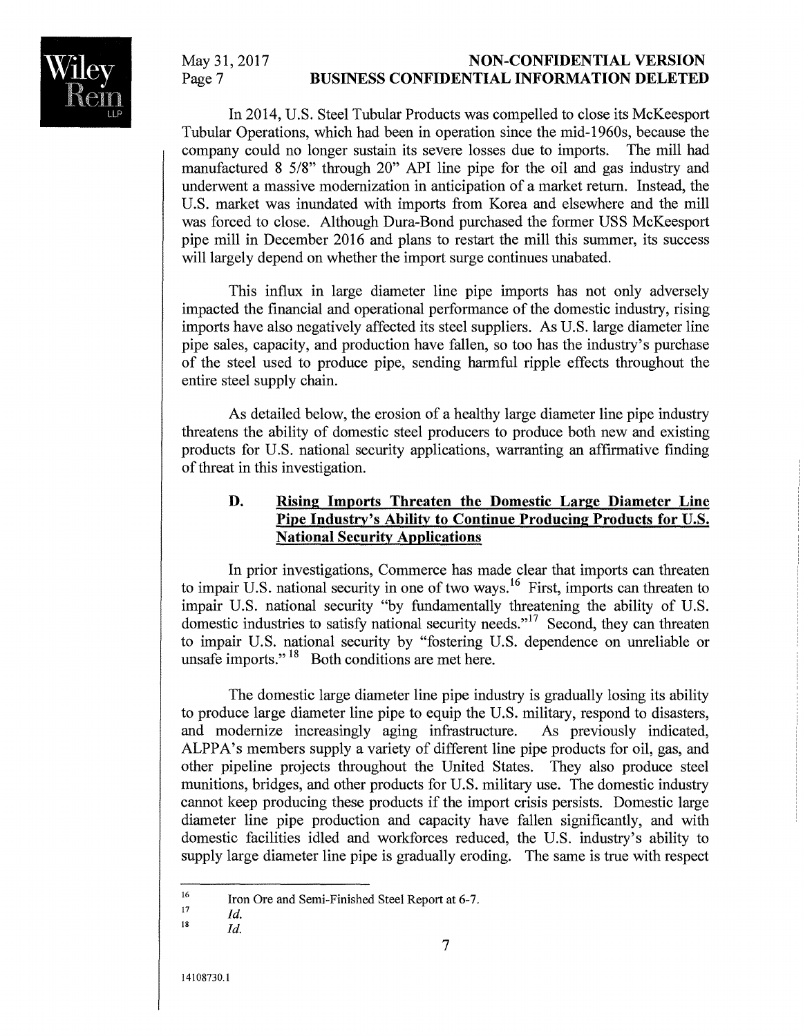In 2014, U.S. Steel Tubular Products was compelled to close its McKeesport Tubular Operations, which had been in operation since the mid-1960s, because the company could no longer sustain its severe losses due to imports. The mill had manufactured 8 5/8" through 20" API line pipe for the oil and gas industry and underwent a massive modernization in anticipation of a market return. Instead, the U.S. market was inundated with imports from Korea and elsewhere and the mill was forced to close. Although Dura-Bond purchased the former USS McKeesport pipe mill in December 2016 and plans to restart the mill this summer, its success will largely depend on whether the import surge continues unabated.

This influx in large diameter line pipe imports has not only adversely impacted the financial and operational performance of the domestic industry, rising imports have also negatively affected its steel suppliers. As U.S. large diameter line pipe sales, capacity, and production have fallen, so too has the industry's purchase of the steel used to produce pipe, sending harmful ripple effects throughout the entire steel supply chain.

As detailed below, the erosion of a healthy large diameter line pipe industry threatens the ability of domestic steel producers to produce both new and existing products for U.S. national security applications, warranting an affirmative finding of threat in this investigation.

### D. Rising Imports Threaten the Domestic Large Diameter Line Pipe Industry's Ability to Continue Producing Products for U.S. National Security Applications

In prior investigations, Commerce has made clear that imports can threaten to impair U.S. national security in one of two ways.[16] First, imports can threaten to impair U.S. national security "by fundamentally threatening the ability of U.S. domestic industries to satisfy national security needs."[17] Second, they can threaten to impair U.S. national security by "fostering U.S. dependence on unreliable or unsafe imports."[18] Both conditions are met here.

The domestic large diameter line pipe industry is gradually losing its ability to produce large diameter line pipe to equip the U.S. military, respond to disasters, and modernize increasingly aging infrastructure. As previously indicated, ALPPA's members supply a variety of different line pipe products for oil, gas, and other pipeline projects throughout the United States. They also produce steel munitions, bridges, and other products for U.S. military use. The domestic industry cannot keep producing these products if the import crisis persists. Domestic large diameter line pipe production and capacity have fallen significantly, and with domestic facilities idled and workforces reduced, the U.S. industry's ability to supply large diameter line pipe is gradually eroding. The same is true with respect

---

[16] Iron Ore and Semi-Finished Steel Report at 6-7.

[17] *Id.*

[18] *Id.*

14108730.1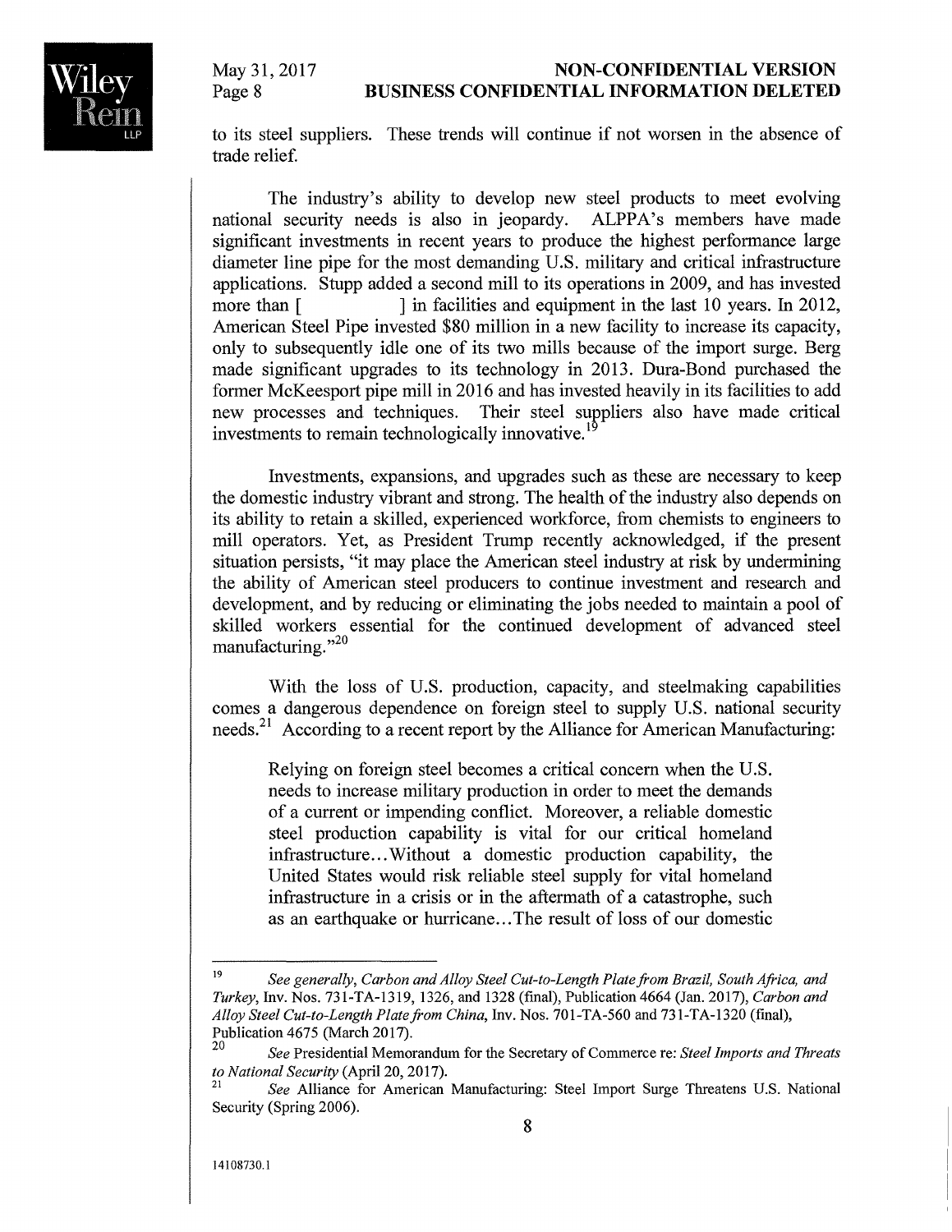to its steel suppliers. These trends will continue if not worsen in the absence of trade relief.

The industry's ability to develop new steel products to meet evolving national security needs is also in jeopardy. ALPPA's members have made significant investments in recent years to produce the highest performance large diameter line pipe for the most demanding U.S. military and critical infrastructure applications. Stupp added a second mill to its operations in 2009, and has invested more than [ ] in facilities and equipment in the last 10 years. In 2012, American Steel Pipe invested $80 million in a new facility to increase its capacity, only to subsequently idle one of its two mills because of the import surge. Berg made significant upgrades to its technology in 2013. Dura-Bond purchased the former McKeesport pipe mill in 2016 and has invested heavily in its facilities to add new processes and techniques. Their steel suppliers also have made critical investments to remain technologically innovative.[19]

Investments, expansions, and upgrades such as these are necessary to keep the domestic industry vibrant and strong. The health of the industry also depends on its ability to retain a skilled, experienced workforce, from chemists to engineers to mill operators. Yet, as President Trump recently acknowledged, if the present situation persists, "it may place the American steel industry at risk by undermining the ability of American steel producers to continue investment and research and development, and by reducing or eliminating the jobs needed to maintain a pool of skilled workers essential for the continued development of advanced steel manufacturing."[20]

With the loss of U.S. production, capacity, and steelmaking capabilities comes a dangerous dependence on foreign steel to supply U.S. national security needs.[21] According to a recent report by the Alliance for American Manufacturing:

> Relying on foreign steel becomes a critical concern when the U.S. needs to increase military production in order to meet the demands of a current or impending conflict. Moreover, a reliable domestic steel production capability is vital for our critical homeland infrastructure...Without a domestic production capability, the United States would risk reliable steel supply for vital homeland infrastructure in a crisis or in the aftermath of a catastrophe, such as an earthquake or hurricane...The result of loss of our domestic

---

[19] *See generally*, *Carbon and Alloy Steel Cut-to-Length Plate from Brazil, South Africa, and Turkey*, Inv. Nos. 731-TA-1319, 1326, and 1328 (final), Publication 4664 (Jan. 2017), *Carbon and Alloy Steel Cut-to-Length Plate from China*, Inv. Nos. 701-TA-560 and 731-TA-1320 (final), Publication 4675 (March 2017).

[20] *See* Presidential Memorandum for the Secretary of Commerce re: *Steel Imports and Threats to National Security* (April 20, 2017).

[21] *See* Alliance for American Manufacturing: Steel Import Surge Threatens U.S. National Security (Spring 2006).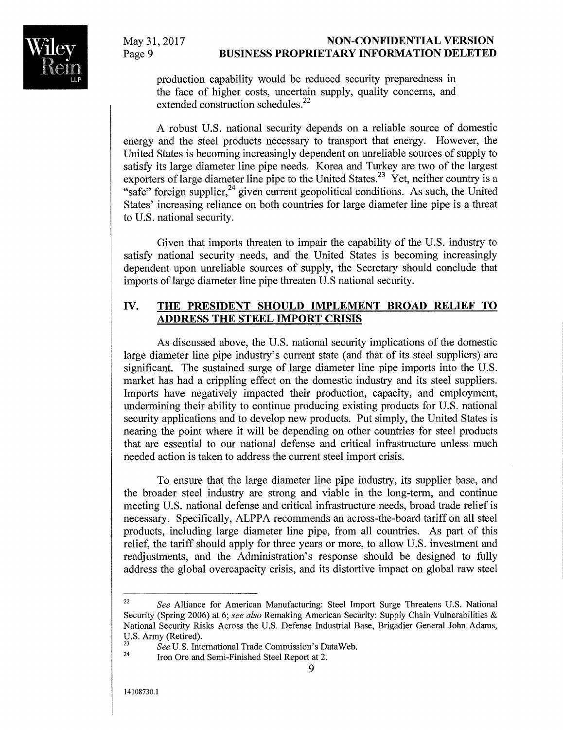production capability would be reduced security preparedness in the face of higher costs, uncertain supply, quality concerns, and extended construction schedules.[22]

A robust U.S. national security depends on a reliable source of domestic energy and the steel products necessary to transport that energy. However, the United States is becoming increasingly dependent on unreliable sources of supply to satisfy its large diameter line pipe needs. Korea and Turkey are two of the largest exporters of large diameter line pipe to the United States.[23] Yet, neither country is a "safe" foreign supplier,[24] given current geopolitical conditions. As such, the United States' increasing reliance on both countries for large diameter line pipe is a threat to U.S. national security.

Given that imports threaten to impair the capability of the U.S. industry to satisfy national security needs, and the United States is becoming increasingly dependent upon unreliable sources of supply, the Secretary should conclude that imports of large diameter line pipe threaten U.S national security.

## IV. THE PRESIDENT SHOULD IMPLEMENT BROAD RELIEF TO ADDRESS THE STEEL IMPORT CRISIS

As discussed above, the U.S. national security implications of the domestic large diameter line pipe industry's current state (and that of its steel suppliers) are significant. The sustained surge of large diameter line pipe imports into the U.S. market has had a crippling effect on the domestic industry and its steel suppliers. Imports have negatively impacted their production, capacity, and employment, undermining their ability to continue producing existing products for U.S. national security applications and to develop new products. Put simply, the United States is nearing the point where it will be depending on other countries for steel products that are essential to our national defense and critical infrastructure unless much needed action is taken to address the current steel import crisis.

To ensure that the large diameter line pipe industry, its supplier base, and the broader steel industry are strong and viable in the long-term, and continue meeting U.S. national defense and critical infrastructure needs, broad trade relief is necessary. Specifically, ALPPA recommends an across-the-board tariff on all steel products, including large diameter line pipe, from all countries. As part of this relief, the tariff should apply for three years or more, to allow U.S. investment and readjustments, and the Administration's response should be designed to fully address the global overcapacity crisis, and its distortive impact on global raw steel

---

[22] *See* Alliance for American Manufacturing: Steel Import Surge Threatens U.S. National Security (Spring 2006) at 6; *see also* Remaking American Security: Supply Chain Vulnerabilities & National Security Risks Across the U.S. Defense Industrial Base, Brigadier General John Adams, U.S. Army (Retired).

[23] *See* U.S. International Trade Commission's DataWeb.

[24] Iron Ore and Semi-Finished Steel Report at 2.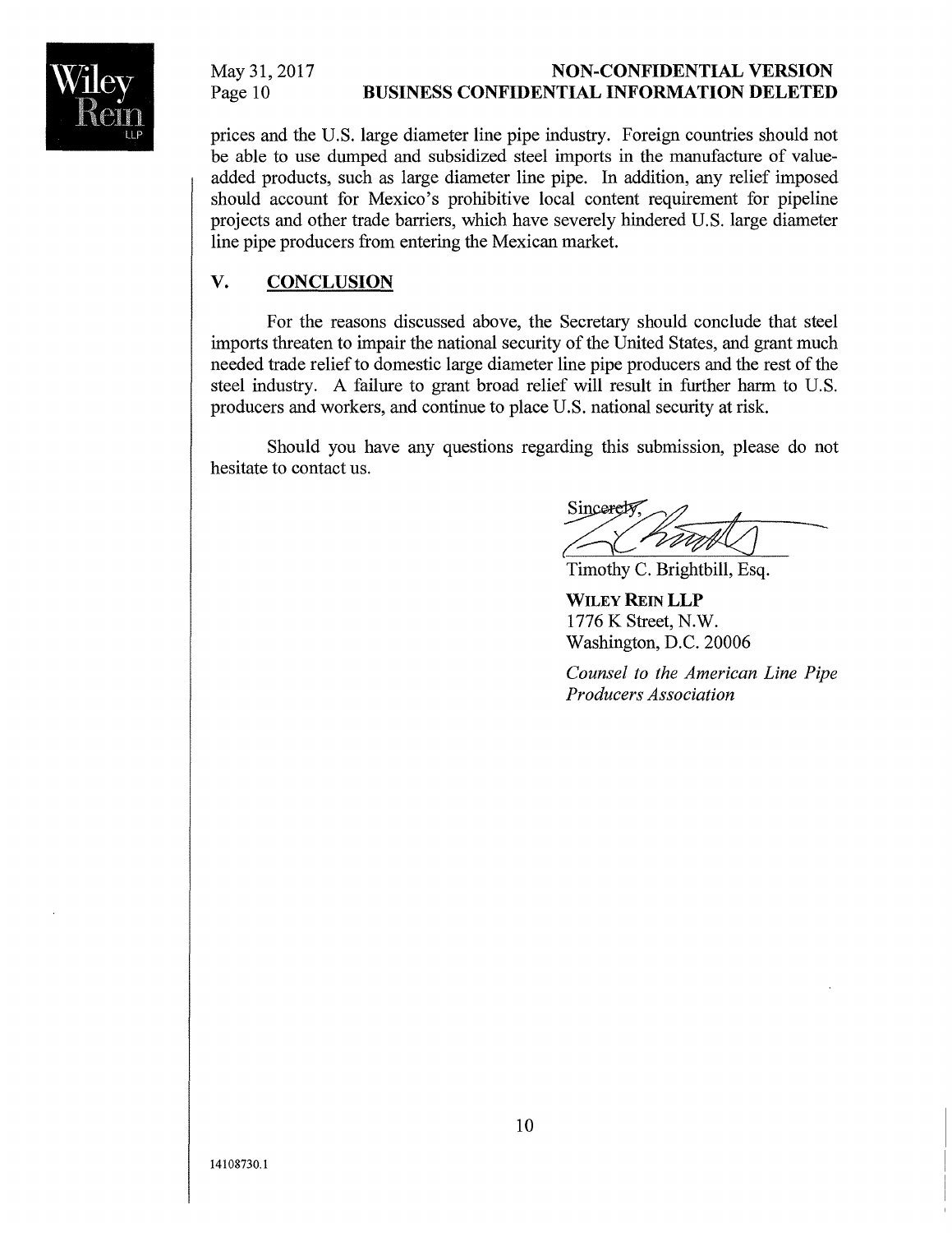prices and the U.S. large diameter line pipe industry. Foreign countries should not be able to use dumped and subsidized steel imports in the manufacture of value-added products, such as large diameter line pipe. In addition, any relief imposed should account for Mexico's prohibitive local content requirement for pipeline projects and other trade barriers, which have severely hindered U.S. large diameter line pipe producers from entering the Mexican market.

## V. CONCLUSION

For the reasons discussed above, the Secretary should conclude that steel imports threaten to impair the national security of the United States, and grant much needed trade relief to domestic large diameter line pipe producers and the rest of the steel industry. A failure to grant broad relief will result in further harm to U.S. producers and workers, and continue to place U.S. national security at risk.

Should you have any questions regarding this submission, please do not hesitate to contact us.

Sincerely,

Timothy C. Brightbill, Esq.

**WILEY REIN LLP**
1776 K Street, N.W.
Washington, D.C. 20006

*Counsel to the American Line Pipe Producers Association*

14108730.1